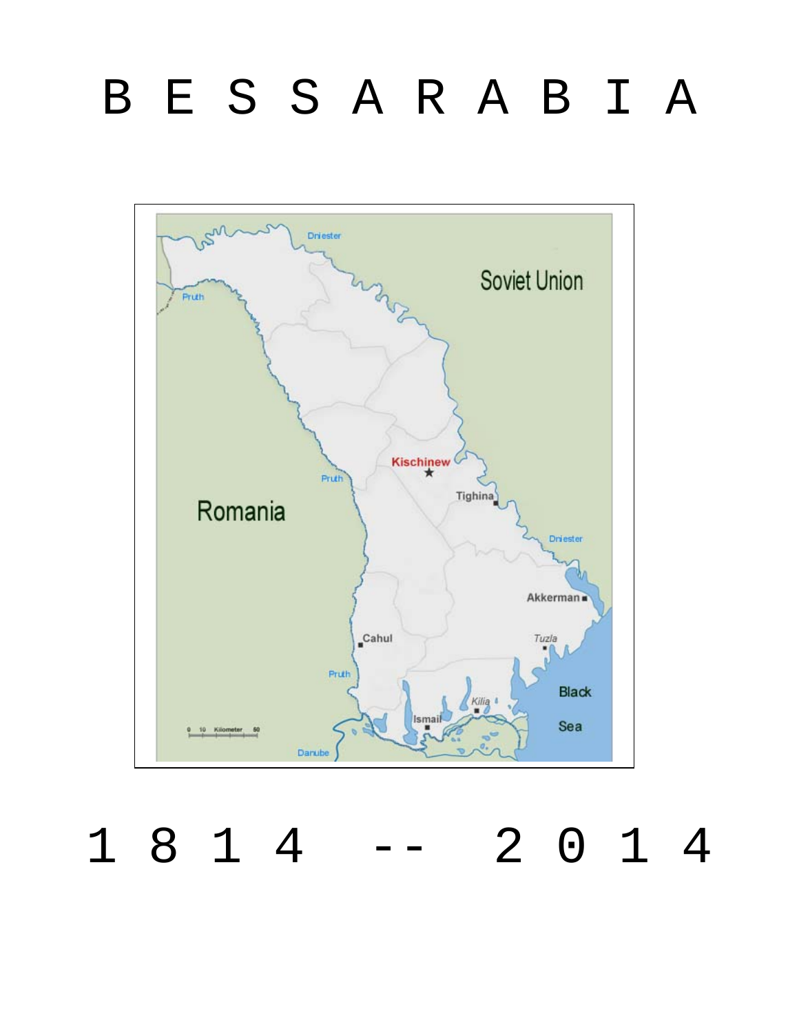# B E S S A R A B I A

1 8 1 4 -- 2 0 1 4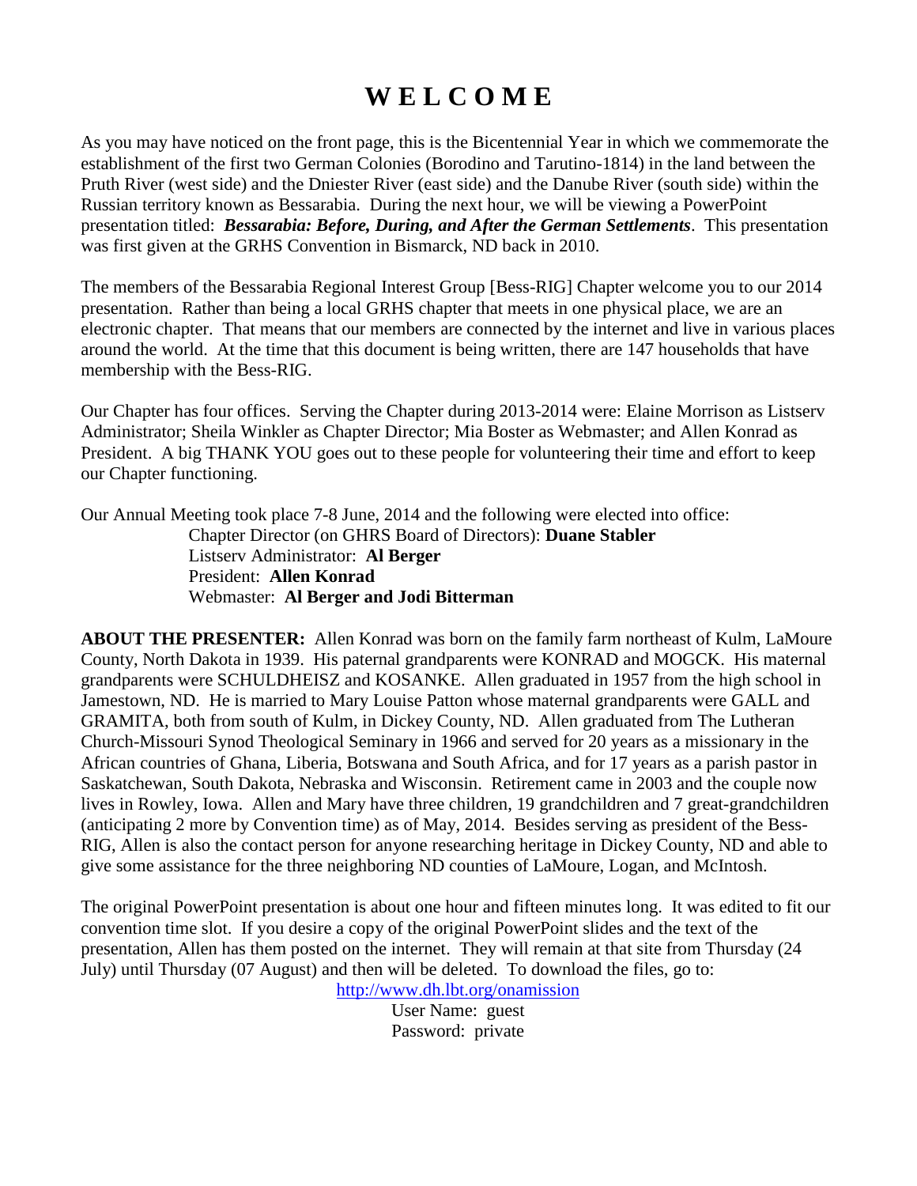# W E L C O M E

As you may have noticed on the front page, this is the Bicentennial Year in which we commemorate the establishment of the first two German Colonies (Borodino and Tarutino-1814) in the land between the Pruth River (west side) and the Dniester River (east side) and the Danube River (south side) within the Russian territory known as Bessarabia. During the next hour, we will be viewing a PowerPoint presentation titled: ***Bessarabia: Before, During, and After the German Settlements***. This presentation was first given at the GRHS Convention in Bismarck, ND back in 2010.

The members of the Bessarabia Regional Interest Group [Bess-RIG] Chapter welcome you to our 2014 presentation. Rather than being a local GRHS chapter that meets in one physical place, we are an electronic chapter. That means that our members are connected by the internet and live in various places around the world. At the time that this document is being written, there are 147 households that have membership with the Bess-RIG.

Our Chapter has four offices. Serving the Chapter during 2013-2014 were: Elaine Morrison as Listserv Administrator; Sheila Winkler as Chapter Director; Mia Boster as Webmaster; and Allen Konrad as President. A big THANK YOU goes out to these people for volunteering their time and effort to keep our Chapter functioning.

Our Annual Meeting took place 7-8 June, 2014 and the following were elected into office:

Chapter Director (on GHRS Board of Directors): **Duane Stabler**
Listserv Administrator: **Al Berger**
President: **Allen Konrad**
Webmaster: **Al Berger and Jodi Bitterman**

**ABOUT THE PRESENTER:** Allen Konrad was born on the family farm northeast of Kulm, LaMoure County, North Dakota in 1939. His paternal grandparents were KONRAD and MOGCK. His maternal grandparents were SCHULDHEISZ and KOSANKE. Allen graduated in 1957 from the high school in Jamestown, ND. He is married to Mary Louise Patton whose maternal grandparents were GALL and GRAMITA, both from south of Kulm, in Dickey County, ND. Allen graduated from The Lutheran Church-Missouri Synod Theological Seminary in 1966 and served for 20 years as a missionary in the African countries of Ghana, Liberia, Botswana and South Africa, and for 17 years as a parish pastor in Saskatchewan, South Dakota, Nebraska and Wisconsin. Retirement came in 2003 and the couple now lives in Rowley, Iowa. Allen and Mary have three children, 19 grandchildren and 7 great-grandchildren (anticipating 2 more by Convention time) as of May, 2014. Besides serving as president of the Bess-RIG, Allen is also the contact person for anyone researching heritage in Dickey County, ND and able to give some assistance for the three neighboring ND counties of LaMoure, Logan, and McIntosh.

The original PowerPoint presentation is about one hour and fifteen minutes long. It was edited to fit our convention time slot. If you desire a copy of the original PowerPoint slides and the text of the presentation, Allen has them posted on the internet. They will remain at that site from Thursday (24 July) until Thursday (07 August) and then will be deleted. To download the files, go to:

http://www.dh.lbt.org/onamission
User Name: guest
Password: private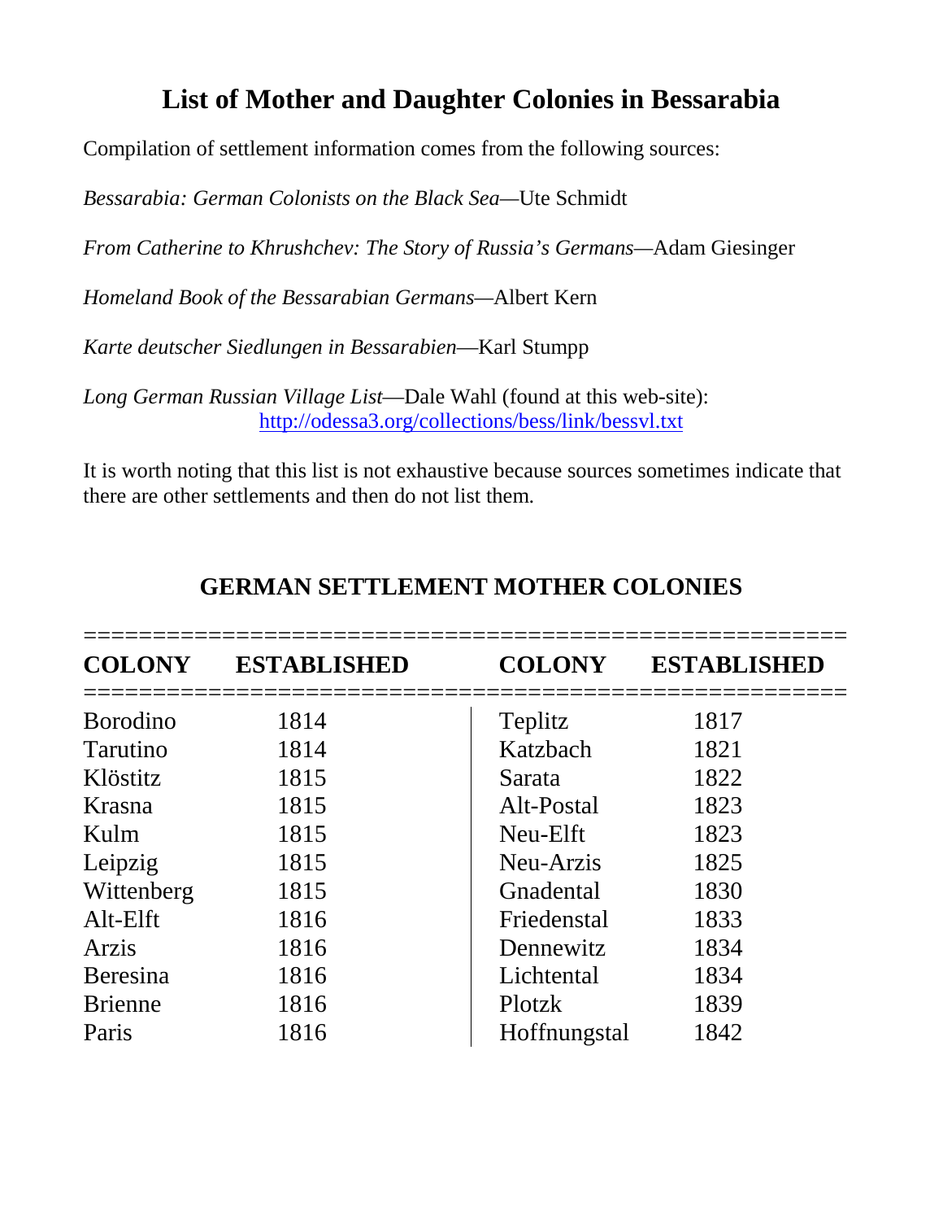# List of Mother and Daughter Colonies in Bessarabia

Compilation of settlement information comes from the following sources:

*Bessarabia: German Colonists on the Black Sea*—Ute Schmidt

*From Catherine to Khrushchev: The Story of Russia's Germans*—Adam Giesinger

*Homeland Book of the Bessarabian Germans*—Albert Kern

*Karte deutscher Siedlungen in Bessarabien*—Karl Stumpp

*Long German Russian Village List*—Dale Wahl (found at this web-site): http://odessa3.org/collections/bess/link/bessvl.txt

It is worth noting that this list is not exhaustive because sources sometimes indicate that there are other settlements and then do not list them.

## GERMAN SETTLEMENT MOTHER COLONIES

| COLONY | ESTABLISHED | COLONY | ESTABLISHED |
|---|---|---|---|
| Borodino | 1814 | Teplitz | 1817 |
| Tarutino | 1814 | Katzbach | 1821 |
| Klöstitz | 1815 | Sarata | 1822 |
| Krasna | 1815 | Alt-Postal | 1823 |
| Kulm | 1815 | Neu-Elft | 1823 |
| Leipzig | 1815 | Neu-Arzis | 1825 |
| Wittenberg | 1815 | Gnadental | 1830 |
| Alt-Elft | 1816 | Friedenstal | 1833 |
| Arzis | 1816 | Dennewitz | 1834 |
| Beresina | 1816 | Lichtental | 1834 |
| Brienne | 1816 | Plotzk | 1839 |
| Paris | 1816 | Hoffnungstal | 1842 |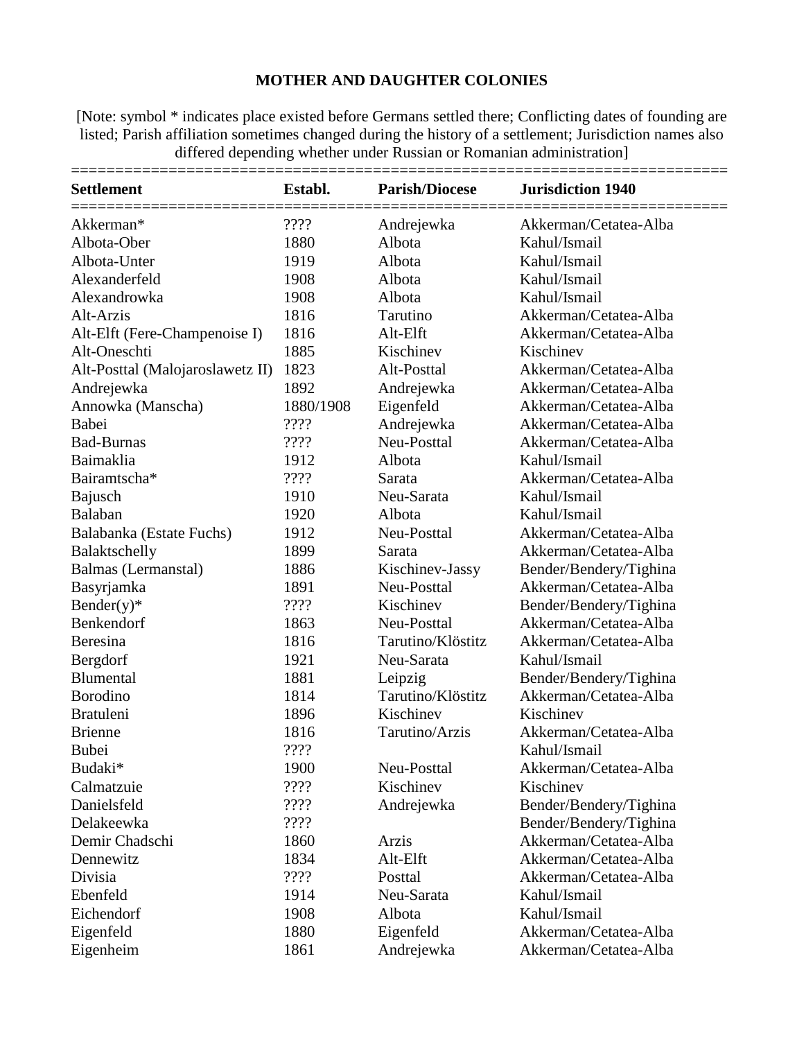# MOTHER AND DAUGHTER COLONIES

[Note: symbol * indicates place existed before Germans settled there; Conflicting dates of founding are listed; Parish affiliation sometimes changed during the history of a settlement; Jurisdiction names also differed depending whether under Russian or Romanian administration]

| Settlement | Establ. | Parish/Diocese | Jurisdiction 1940 |
|---|---|---|---|
| Akkerman* | ???? | Andrejewka | Akkerman/Cetatea-Alba |
| Albota-Ober | 1880 | Albota | Kahul/Ismail |
| Albota-Unter | 1919 | Albota | Kahul/Ismail |
| Alexanderfeld | 1908 | Albota | Kahul/Ismail |
| Alexandrowka | 1908 | Albota | Kahul/Ismail |
| Alt-Arzis | 1816 | Tarutino | Akkerman/Cetatea-Alba |
| Alt-Elft (Fere-Champenoise I) | 1816 | Alt-Elft | Akkerman/Cetatea-Alba |
| Alt-Oneschti | 1885 | Kischinev | Kischinev |
| Alt-Posttal (Malojaroslawetz II) | 1823 | Alt-Posttal | Akkerman/Cetatea-Alba |
| Andrejewka | 1892 | Andrejewka | Akkerman/Cetatea-Alba |
| Annowka (Manscha) | 1880/1908 | Eigenfeld | Akkerman/Cetatea-Alba |
| Babei | ???? | Andrejewka | Akkerman/Cetatea-Alba |
| Bad-Burnas | ???? | Neu-Posttal | Akkerman/Cetatea-Alba |
| Baimaklia | 1912 | Albota | Kahul/Ismail |
| Bairamtscha* | ???? | Sarata | Akkerman/Cetatea-Alba |
| Bajusch | 1910 | Neu-Sarata | Kahul/Ismail |
| Balaban | 1920 | Albota | Kahul/Ismail |
| Balabanka (Estate Fuchs) | 1912 | Neu-Posttal | Akkerman/Cetatea-Alba |
| Balaktschelly | 1899 | Sarata | Akkerman/Cetatea-Alba |
| Balmas (Lermanstal) | 1886 | Kischinev-Jassy | Bender/Bendery/Tighina |
| Basyrjamka | 1891 | Neu-Posttal | Akkerman/Cetatea-Alba |
| Bender(y)* | ???? | Kischinev | Bender/Bendery/Tighina |
| Benkendorf | 1863 | Neu-Posttal | Akkerman/Cetatea-Alba |
| Beresina | 1816 | Tarutino/Klöstitz | Akkerman/Cetatea-Alba |
| Bergdorf | 1921 | Neu-Sarata | Kahul/Ismail |
| Blumental | 1881 | Leipzig | Bender/Bendery/Tighina |
| Borodino | 1814 | Tarutino/Klöstitz | Akkerman/Cetatea-Alba |
| Bratuleni | 1896 | Kischinev | Kischinev |
| Brienne | 1816 | Tarutino/Arzis | Akkerman/Cetatea-Alba |
| Bubei | ???? | | Kahul/Ismail |
| Budaki* | 1900 | Neu-Posttal | Akkerman/Cetatea-Alba |
| Calmatzuie | ???? | Kischinev | Kischinev |
| Danielsfeld | ???? | Andrejewka | Bender/Bendery/Tighina |
| Delakeewka | ???? | | Bender/Bendery/Tighina |
| Demir Chadschi | 1860 | Arzis | Akkerman/Cetatea-Alba |
| Dennewitz | 1834 | Alt-Elft | Akkerman/Cetatea-Alba |
| Divisia | ???? | Posttal | Akkerman/Cetatea-Alba |
| Ebenfeld | 1914 | Neu-Sarata | Kahul/Ismail |
| Eichendorf | 1908 | Albota | Kahul/Ismail |
| Eigenfeld | 1880 | Eigenfeld | Akkerman/Cetatea-Alba |
| Eigenheim | 1861 | Andrejewka | Akkerman/Cetatea-Alba |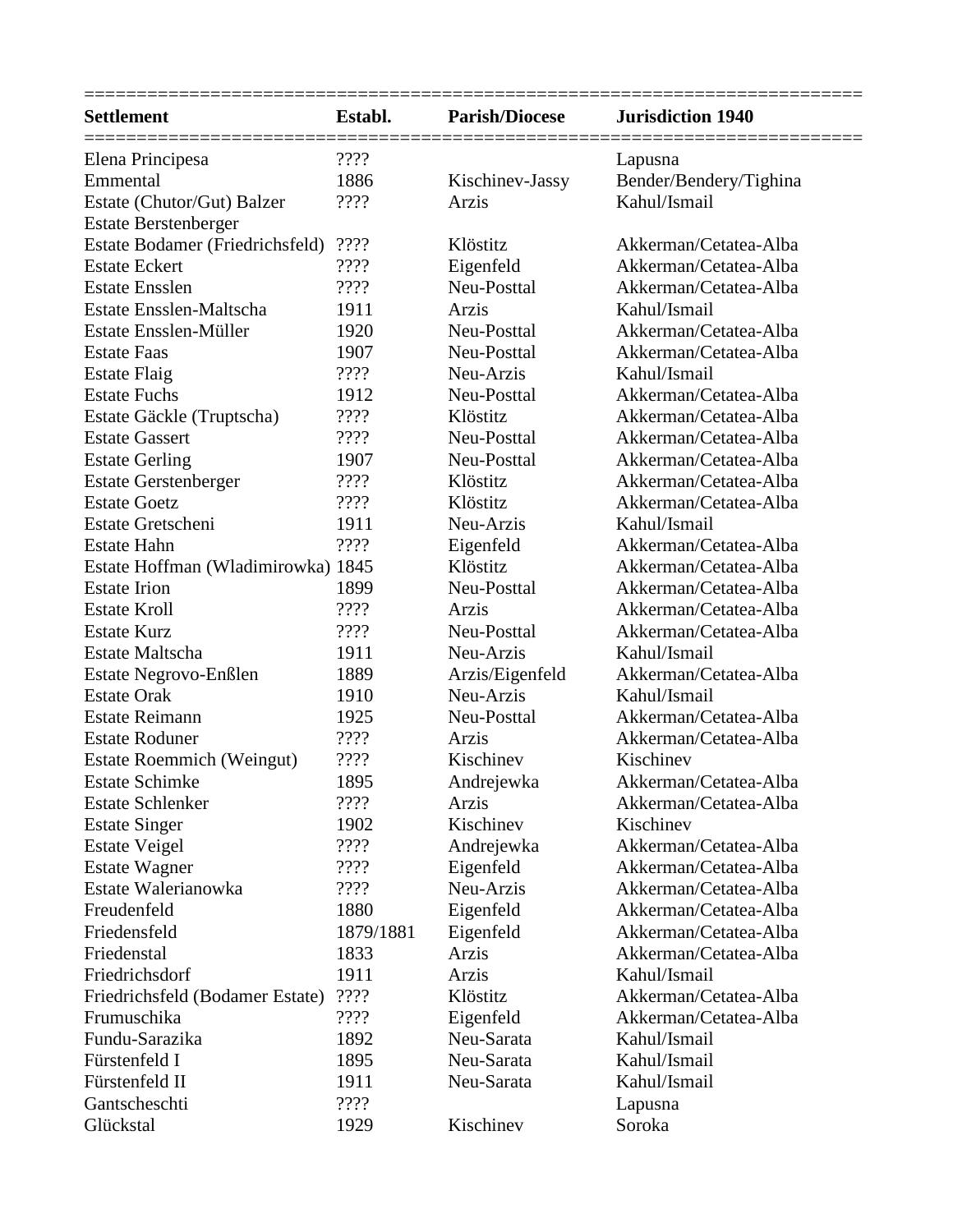| Settlement | Establ. | Parish/Diocese | Jurisdiction 1940 |
|---|---|---|---|
| Elena Principesa | ???? | | Lapusna |
| Emmental | 1886 | Kischinev-Jassy | Bender/Bendery/Tighina |
| Estate (Chutor/Gut) Balzer | ???? | Arzis | Kahul/Ismail |
| Estate Berstenberger | | | |
| Estate Bodamer (Friedrichsfeld) | ???? | Klöstitz | Akkerman/Cetatea-Alba |
| Estate Eckert | ???? | Eigenfeld | Akkerman/Cetatea-Alba |
| Estate Ensslen | ???? | Neu-Posttal | Akkerman/Cetatea-Alba |
| Estate Ensslen-Maltscha | 1911 | Arzis | Kahul/Ismail |
| Estate Ensslen-Müller | 1920 | Neu-Posttal | Akkerman/Cetatea-Alba |
| Estate Faas | 1907 | Neu-Posttal | Akkerman/Cetatea-Alba |
| Estate Flaig | ???? | Neu-Arzis | Kahul/Ismail |
| Estate Fuchs | 1912 | Neu-Posttal | Akkerman/Cetatea-Alba |
| Estate Gäckle (Truptscha) | ???? | Klöstitz | Akkerman/Cetatea-Alba |
| Estate Gassert | ???? | Neu-Posttal | Akkerman/Cetatea-Alba |
| Estate Gerling | 1907 | Neu-Posttal | Akkerman/Cetatea-Alba |
| Estate Gerstenberger | ???? | Klöstitz | Akkerman/Cetatea-Alba |
| Estate Goetz | ???? | Klöstitz | Akkerman/Cetatea-Alba |
| Estate Gretscheni | 1911 | Neu-Arzis | Kahul/Ismail |
| Estate Hahn | ???? | Eigenfeld | Akkerman/Cetatea-Alba |
| Estate Hoffman (Wladimirowka) | 1845 | Klöstitz | Akkerman/Cetatea-Alba |
| Estate Irion | 1899 | Neu-Posttal | Akkerman/Cetatea-Alba |
| Estate Kroll | ???? | Arzis | Akkerman/Cetatea-Alba |
| Estate Kurz | ???? | Neu-Posttal | Akkerman/Cetatea-Alba |
| Estate Maltscha | 1911 | Neu-Arzis | Kahul/Ismail |
| Estate Negrovo-Enßlen | 1889 | Arzis/Eigenfeld | Akkerman/Cetatea-Alba |
| Estate Orak | 1910 | Neu-Arzis | Kahul/Ismail |
| Estate Reimann | 1925 | Neu-Posttal | Akkerman/Cetatea-Alba |
| Estate Roduner | ???? | Arzis | Akkerman/Cetatea-Alba |
| Estate Roemmich (Weingut) | ???? | Kischinev | Kischinev |
| Estate Schimke | 1895 | Andrejewka | Akkerman/Cetatea-Alba |
| Estate Schlenker | ???? | Arzis | Akkerman/Cetatea-Alba |
| Estate Singer | 1902 | Kischinev | Kischinev |
| Estate Veigel | ???? | Andrejewka | Akkerman/Cetatea-Alba |
| Estate Wagner | ???? | Eigenfeld | Akkerman/Cetatea-Alba |
| Estate Walerianowka | ???? | Neu-Arzis | Akkerman/Cetatea-Alba |
| Freudenfeld | 1880 | Eigenfeld | Akkerman/Cetatea-Alba |
| Friedensfeld | 1879/1881 | Eigenfeld | Akkerman/Cetatea-Alba |
| Friedenstal | 1833 | Arzis | Akkerman/Cetatea-Alba |
| Friedrichsdorf | 1911 | Arzis | Kahul/Ismail |
| Friedrichsfeld (Bodamer Estate) | ???? | Klöstitz | Akkerman/Cetatea-Alba |
| Frumuschika | ???? | Eigenfeld | Akkerman/Cetatea-Alba |
| Fundu-Sarazika | 1892 | Neu-Sarata | Kahul/Ismail |
| Fürstenfeld I | 1895 | Neu-Sarata | Kahul/Ismail |
| Fürstenfeld II | 1911 | Neu-Sarata | Kahul/Ismail |
| Gantscheschti | ???? | | Lapusna |
| Glückstal | 1929 | Kischinev | Soroka |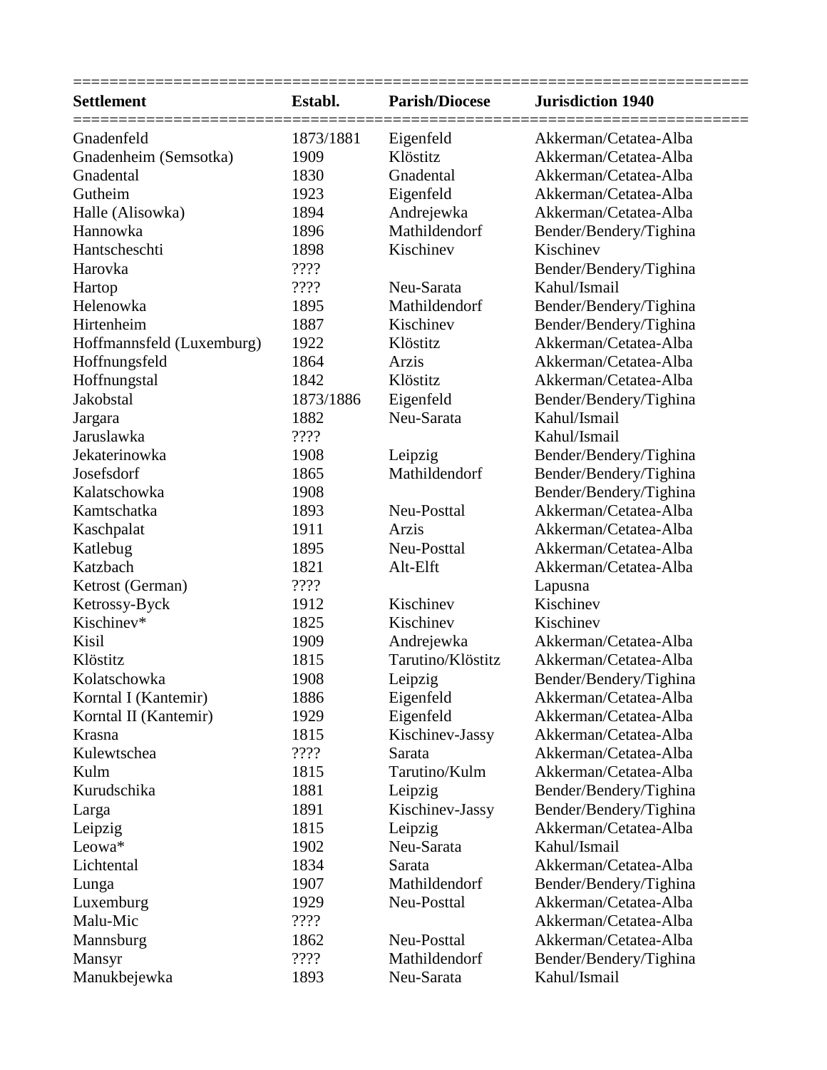| Settlement | Establ. | Parish/Diocese | Jurisdiction 1940 |
| --- | --- | --- | --- |
| Gnadenfeld | 1873/1881 | Eigenfeld | Akkerman/Cetatea-Alba |
| Gnadenheim (Semsotka) | 1909 | Klöstitz | Akkerman/Cetatea-Alba |
| Gnadental | 1830 | Gnadental | Akkerman/Cetatea-Alba |
| Gutheim | 1923 | Eigenfeld | Akkerman/Cetatea-Alba |
| Halle (Alisowka) | 1894 | Andrejewka | Akkerman/Cetatea-Alba |
| Hannowka | 1896 | Mathildendorf | Bender/Bendery/Tighina |
| Hantscheschti | 1898 | Kischinev | Kischinev |
| Harovka | ???? | | Bender/Bendery/Tighina |
| Hartop | ???? | Neu-Sarata | Kahul/Ismail |
| Helenowka | 1895 | Mathildendorf | Bender/Bendery/Tighina |
| Hirtenheim | 1887 | Kischinev | Bender/Bendery/Tighina |
| Hoffmannsfeld (Luxemburg) | 1922 | Klöstitz | Akkerman/Cetatea-Alba |
| Hoffnungsfeld | 1864 | Arzis | Akkerman/Cetatea-Alba |
| Hoffnungstal | 1842 | Klöstitz | Akkerman/Cetatea-Alba |
| Jakobstal | 1873/1886 | Eigenfeld | Bender/Bendery/Tighina |
| Jargara | 1882 | Neu-Sarata | Kahul/Ismail |
| Jaruslawka | ???? | | Kahul/Ismail |
| Jekaterinowka | 1908 | Leipzig | Bender/Bendery/Tighina |
| Josefsdorf | 1865 | Mathildendorf | Bender/Bendery/Tighina |
| Kalatschowka | 1908 | | Bender/Bendery/Tighina |
| Kamtschatka | 1893 | Neu-Posttal | Akkerman/Cetatea-Alba |
| Kaschpalat | 1911 | Arzis | Akkerman/Cetatea-Alba |
| Katlebug | 1895 | Neu-Posttal | Akkerman/Cetatea-Alba |
| Katzbach | 1821 | Alt-Elft | Akkerman/Cetatea-Alba |
| Ketrost (German) | ???? | | Lapusna |
| Ketrossy-Byck | 1912 | Kischinev | Kischinev |
| Kischinev* | 1825 | Kischinev | Kischinev |
| Kisil | 1909 | Andrejewka | Akkerman/Cetatea-Alba |
| Klöstitz | 1815 | Tarutino/Klöstitz | Akkerman/Cetatea-Alba |
| Kolatschowka | 1908 | Leipzig | Bender/Bendery/Tighina |
| Korntal I (Kantemir) | 1886 | Eigenfeld | Akkerman/Cetatea-Alba |
| Korntal II (Kantemir) | 1929 | Eigenfeld | Akkerman/Cetatea-Alba |
| Krasna | 1815 | Kischinev-Jassy | Akkerman/Cetatea-Alba |
| Kulewtschea | ???? | Sarata | Akkerman/Cetatea-Alba |
| Kulm | 1815 | Tarutino/Kulm | Akkerman/Cetatea-Alba |
| Kurudschika | 1881 | Leipzig | Bender/Bendery/Tighina |
| Larga | 1891 | Kischinev-Jassy | Bender/Bendery/Tighina |
| Leipzig | 1815 | Leipzig | Akkerman/Cetatea-Alba |
| Leowa* | 1902 | Neu-Sarata | Kahul/Ismail |
| Lichtental | 1834 | Sarata | Akkerman/Cetatea-Alba |
| Lunga | 1907 | Mathildendorf | Bender/Bendery/Tighina |
| Luxemburg | 1929 | Neu-Posttal | Akkerman/Cetatea-Alba |
| Malu-Mic | ???? | | Akkerman/Cetatea-Alba |
| Mannsburg | 1862 | Neu-Posttal | Akkerman/Cetatea-Alba |
| Mansyr | ???? | Mathildendorf | Bender/Bendery/Tighina |
| Manukbejewka | 1893 | Neu-Sarata | Kahul/Ismail |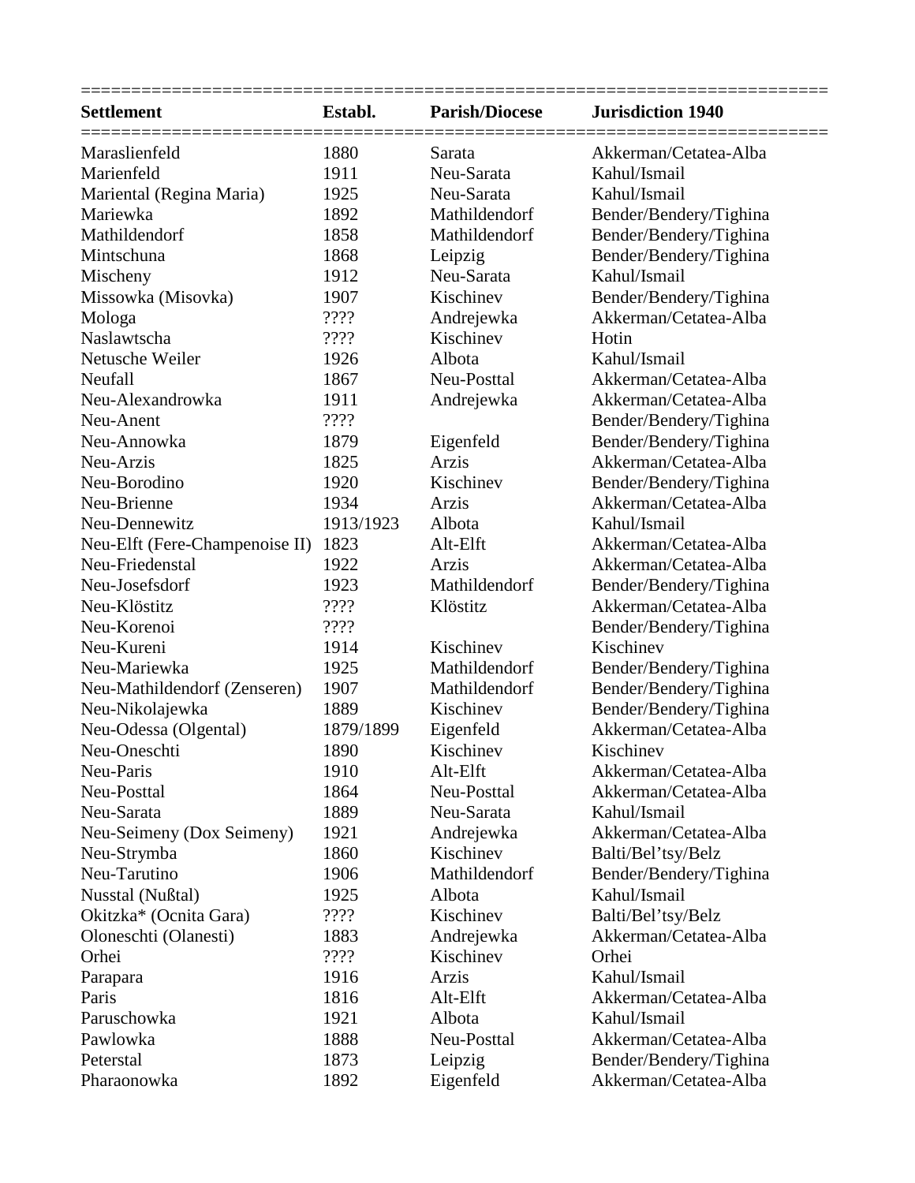| Settlement | Establ. | Parish/Diocese | Jurisdiction 1940 |
|---|---|---|---|
| Maraslienfeld | 1880 | Sarata | Akkerman/Cetatea-Alba |
| Marienfeld | 1911 | Neu-Sarata | Kahul/Ismail |
| Mariental (Regina Maria) | 1925 | Neu-Sarata | Kahul/Ismail |
| Mariewka | 1892 | Mathildendorf | Bender/Bendery/Tighina |
| Mathildendorf | 1858 | Mathildendorf | Bender/Bendery/Tighina |
| Mintschuna | 1868 | Leipzig | Bender/Bendery/Tighina |
| Mischeny | 1912 | Neu-Sarata | Kahul/Ismail |
| Missowka (Misovka) | 1907 | Kischinev | Bender/Bendery/Tighina |
| Mologa | ???? | Andrejewka | Akkerman/Cetatea-Alba |
| Naslawtscha | ???? | Kischinev | Hotin |
| Netusche Weiler | 1926 | Albota | Kahul/Ismail |
| Neufall | 1867 | Neu-Posttal | Akkerman/Cetatea-Alba |
| Neu-Alexandrowka | 1911 | Andrejewka | Akkerman/Cetatea-Alba |
| Neu-Anent | ???? | | Bender/Bendery/Tighina |
| Neu-Annowka | 1879 | Eigenfeld | Bender/Bendery/Tighina |
| Neu-Arzis | 1825 | Arzis | Akkerman/Cetatea-Alba |
| Neu-Borodino | 1920 | Kischinev | Bender/Bendery/Tighina |
| Neu-Brienne | 1934 | Arzis | Akkerman/Cetatea-Alba |
| Neu-Dennewitz | 1913/1923 | Albota | Kahul/Ismail |
| Neu-Elft (Fere-Champenoise II) | 1823 | Alt-Elft | Akkerman/Cetatea-Alba |
| Neu-Friedenstal | 1922 | Arzis | Akkerman/Cetatea-Alba |
| Neu-Josefsdorf | 1923 | Mathildendorf | Bender/Bendery/Tighina |
| Neu-Klöstitz | ???? | Klöstitz | Akkerman/Cetatea-Alba |
| Neu-Korenoi | ???? | | Bender/Bendery/Tighina |
| Neu-Kureni | 1914 | Kischinev | Kischinev |
| Neu-Mariewka | 1925 | Mathildendorf | Bender/Bendery/Tighina |
| Neu-Mathildendorf (Zenseren) | 1907 | Mathildendorf | Bender/Bendery/Tighina |
| Neu-Nikolajewka | 1889 | Kischinev | Bender/Bendery/Tighina |
| Neu-Odessa (Olgental) | 1879/1899 | Eigenfeld | Akkerman/Cetatea-Alba |
| Neu-Oneschti | 1890 | Kischinev | Kischinev |
| Neu-Paris | 1910 | Alt-Elft | Akkerman/Cetatea-Alba |
| Neu-Posttal | 1864 | Neu-Posttal | Akkerman/Cetatea-Alba |
| Neu-Sarata | 1889 | Neu-Sarata | Kahul/Ismail |
| Neu-Seimeny (Dox Seimeny) | 1921 | Andrejewka | Akkerman/Cetatea-Alba |
| Neu-Strymba | 1860 | Kischinev | Balti/Bel'tsy/Belz |
| Neu-Tarutino | 1906 | Mathildendorf | Bender/Bendery/Tighina |
| Nusstal (Nußtal) | 1925 | Albota | Kahul/Ismail |
| Okitzka* (Ocnita Gara) | ???? | Kischinev | Balti/Bel'tsy/Belz |
| Oloneschti (Olanesti) | 1883 | Andrejewka | Akkerman/Cetatea-Alba |
| Orhei | ???? | Kischinev | Orhei |
| Parapara | 1916 | Arzis | Kahul/Ismail |
| Paris | 1816 | Alt-Elft | Akkerman/Cetatea-Alba |
| Paruschowka | 1921 | Albota | Kahul/Ismail |
| Pawlowka | 1888 | Neu-Posttal | Akkerman/Cetatea-Alba |
| Peterstal | 1873 | Leipzig | Bender/Bendery/Tighina |
| Pharaonowka | 1892 | Eigenfeld | Akkerman/Cetatea-Alba |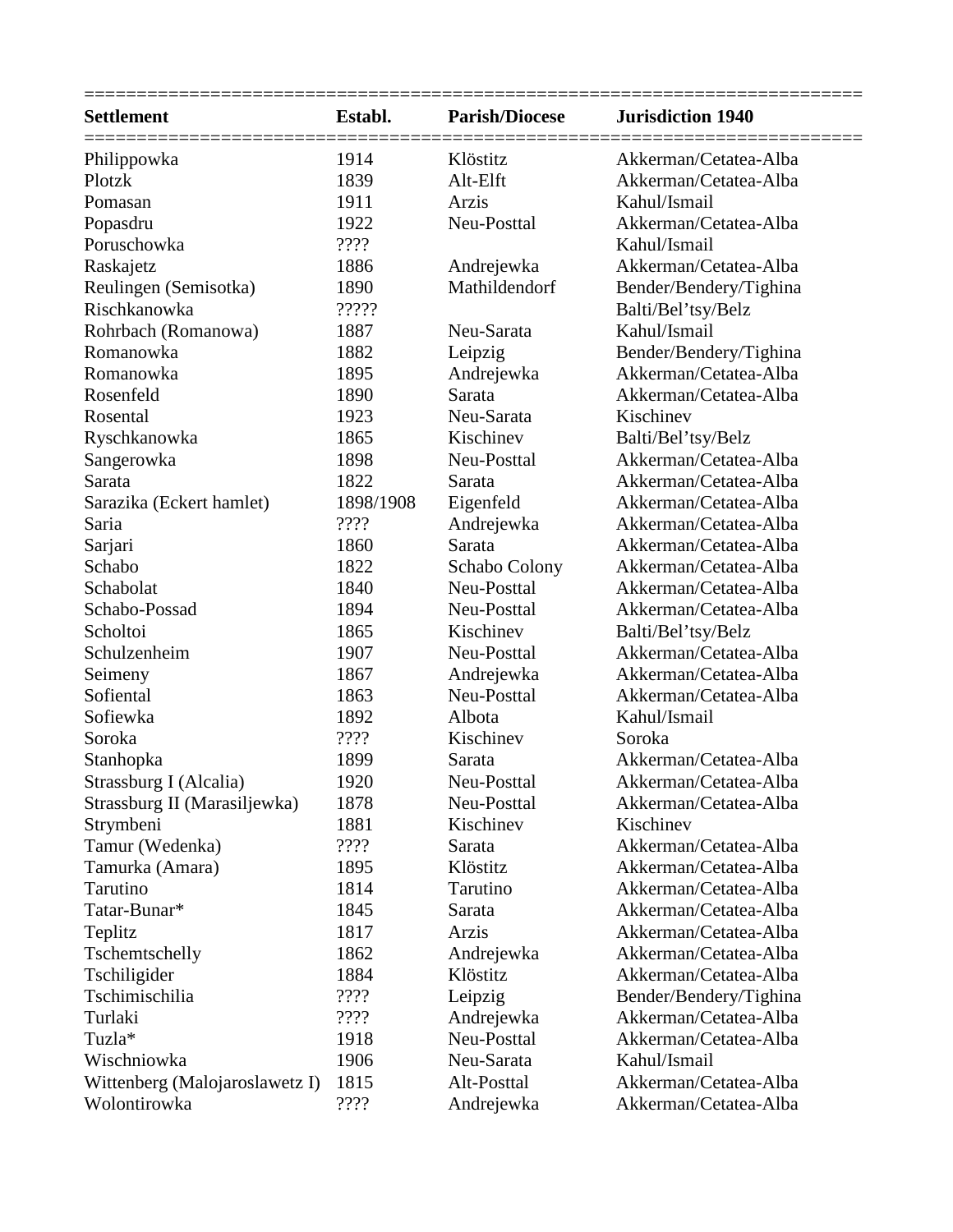| Settlement | Establ. | Parish/Diocese | Jurisdiction 1940 |
|---|---|---|---|
| Philippowka | 1914 | Klöstitz | Akkerman/Cetatea-Alba |
| Plotzk | 1839 | Alt-Elft | Akkerman/Cetatea-Alba |
| Pomasan | 1911 | Arzis | Kahul/Ismail |
| Popasdru | 1922 | Neu-Posttal | Akkerman/Cetatea-Alba |
| Poruschowka | ???? | | Kahul/Ismail |
| Raskajetz | 1886 | Andrejewka | Akkerman/Cetatea-Alba |
| Reulingen (Semisotka) | 1890 | Mathildendorf | Bender/Bendery/Tighina |
| Rischkanowka | ????? | | Balti/Bel'tsy/Belz |
| Rohrbach (Romanowa) | 1887 | Neu-Sarata | Kahul/Ismail |
| Romanowka | 1882 | Leipzig | Bender/Bendery/Tighina |
| Romanowka | 1895 | Andrejewka | Akkerman/Cetatea-Alba |
| Rosenfeld | 1890 | Sarata | Akkerman/Cetatea-Alba |
| Rosental | 1923 | Neu-Sarata | Kischinev |
| Ryschkanowka | 1865 | Kischinev | Balti/Bel'tsy/Belz |
| Sangerowka | 1898 | Neu-Posttal | Akkerman/Cetatea-Alba |
| Sarata | 1822 | Sarata | Akkerman/Cetatea-Alba |
| Sarazika (Eckert hamlet) | 1898/1908 | Eigenfeld | Akkerman/Cetatea-Alba |
| Saria | ???? | Andrejewka | Akkerman/Cetatea-Alba |
| Sarjari | 1860 | Sarata | Akkerman/Cetatea-Alba |
| Schabo | 1822 | Schabo Colony | Akkerman/Cetatea-Alba |
| Schabolat | 1840 | Neu-Posttal | Akkerman/Cetatea-Alba |
| Schabo-Possad | 1894 | Neu-Posttal | Akkerman/Cetatea-Alba |
| Scholtoi | 1865 | Kischinev | Balti/Bel'tsy/Belz |
| Schulzenheim | 1907 | Neu-Posttal | Akkerman/Cetatea-Alba |
| Seimeny | 1867 | Andrejewka | Akkerman/Cetatea-Alba |
| Sofiental | 1863 | Neu-Posttal | Akkerman/Cetatea-Alba |
| Sofiewka | 1892 | Albota | Kahul/Ismail |
| Soroka | ???? | Kischinev | Soroka |
| Stanhopka | 1899 | Sarata | Akkerman/Cetatea-Alba |
| Strassburg I (Alcalia) | 1920 | Neu-Posttal | Akkerman/Cetatea-Alba |
| Strassburg II (Marasiljewka) | 1878 | Neu-Posttal | Akkerman/Cetatea-Alba |
| Strymbeni | 1881 | Kischinev | Kischinev |
| Tamur (Wedenka) | ???? | Sarata | Akkerman/Cetatea-Alba |
| Tamurka (Amara) | 1895 | Klöstitz | Akkerman/Cetatea-Alba |
| Tarutino | 1814 | Tarutino | Akkerman/Cetatea-Alba |
| Tatar-Bunar* | 1845 | Sarata | Akkerman/Cetatea-Alba |
| Teplitz | 1817 | Arzis | Akkerman/Cetatea-Alba |
| Tschemtschelly | 1862 | Andrejewka | Akkerman/Cetatea-Alba |
| Tschiligider | 1884 | Klöstitz | Akkerman/Cetatea-Alba |
| Tschimischilia | ???? | Leipzig | Bender/Bendery/Tighina |
| Turlaki | ???? | Andrejewka | Akkerman/Cetatea-Alba |
| Tuzla* | 1918 | Neu-Posttal | Akkerman/Cetatea-Alba |
| Wischniowka | 1906 | Neu-Sarata | Kahul/Ismail |
| Wittenberg (Malojaroslawetz I) | 1815 | Alt-Posttal | Akkerman/Cetatea-Alba |
| Wolontirowka | ???? | Andrejewka | Akkerman/Cetatea-Alba |